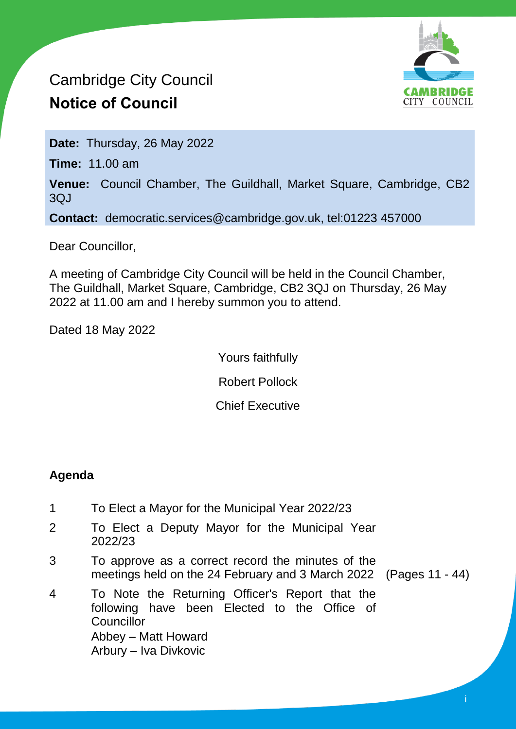Cambridge City Council

# Notice of Council

**Date:** Thursday, 26 May 2022

**Time:** 11.00 am

**Venue:** Council Chamber, The Guildhall, Market Square, Cambridge, CB2 3QJ

**Contact:** democratic.services@cambridge.gov.uk, tel:01223 457000

Dear Councillor,

A meeting of Cambridge City Council will be held in the Council Chamber, The Guildhall, Market Square, Cambridge, CB2 3QJ on Thursday, 26 May 2022 at 11.00 am and I hereby summon you to attend.

Dated 18 May 2022

Yours faithfully

Robert Pollock

Chief Executive

## Agenda

1. To Elect a Mayor for the Municipal Year 2022/23
2. To Elect a Deputy Mayor for the Municipal Year 2022/23
3. To approve as a correct record the minutes of the meetings held on the 24 February and 3 March 2022 (Pages 11 - 44)
4. To Note the Returning Officer's Report that the following have been Elected to the Office of Councillor
   Abbey – Matt Howard
   Arbury – Iva Divkovic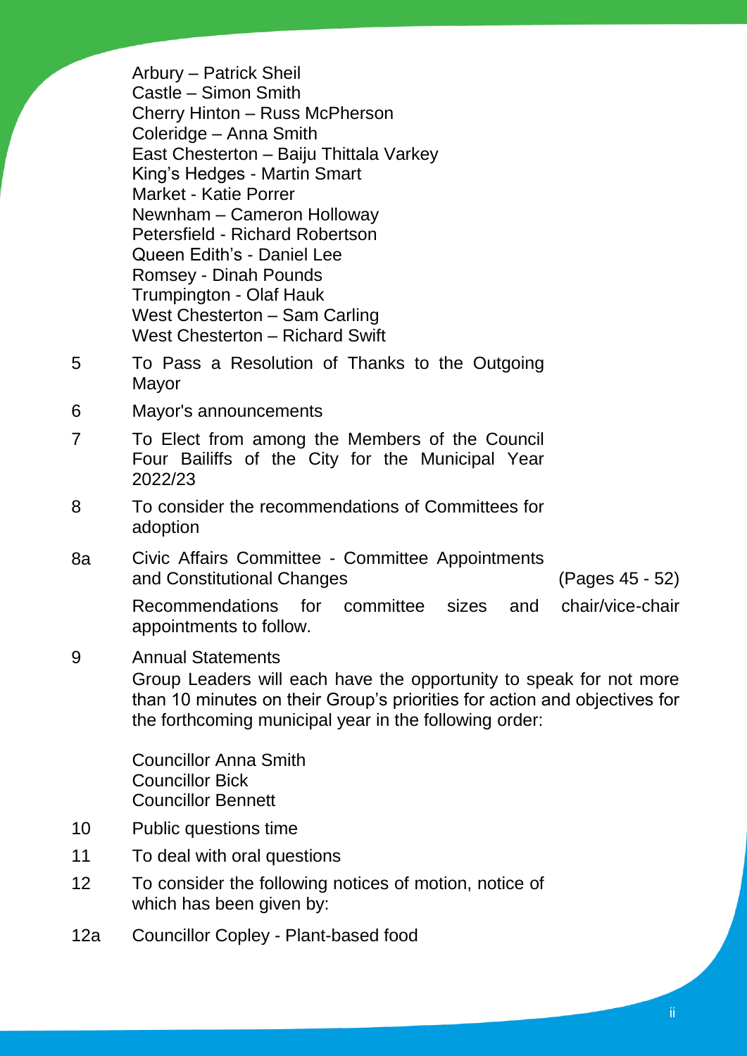Arbury – Patrick Sheil
Castle – Simon Smith
Cherry Hinton – Russ McPherson
Coleridge – Anna Smith
East Chesterton – Baiju Thittala Varkey
King's Hedges - Martin Smart
Market - Katie Porrer
Newnham – Cameron Holloway
Petersfield - Richard Robertson
Queen Edith's - Daniel Lee
Romsey - Dinah Pounds
Trumpington - Olaf Hauk
West Chesterton – Sam Carling
West Chesterton – Richard Swift

5 To Pass a Resolution of Thanks to the Outgoing Mayor

6 Mayor's announcements

7 To Elect from among the Members of the Council Four Bailiffs of the City for the Municipal Year 2022/23

8 To consider the recommendations of Committees for adoption

8a Civic Affairs Committee - Committee Appointments and Constitutional Changes (Pages 45 - 52)

Recommendations for committee sizes and chair/vice-chair appointments to follow.

9 Annual Statements

Group Leaders will each have the opportunity to speak for not more than 10 minutes on their Group's priorities for action and objectives for the forthcoming municipal year in the following order:

Councillor Anna Smith
Councillor Bick
Councillor Bennett

10 Public questions time

11 To deal with oral questions

12 To consider the following notices of motion, notice of which has been given by:

12a Councillor Copley - Plant-based food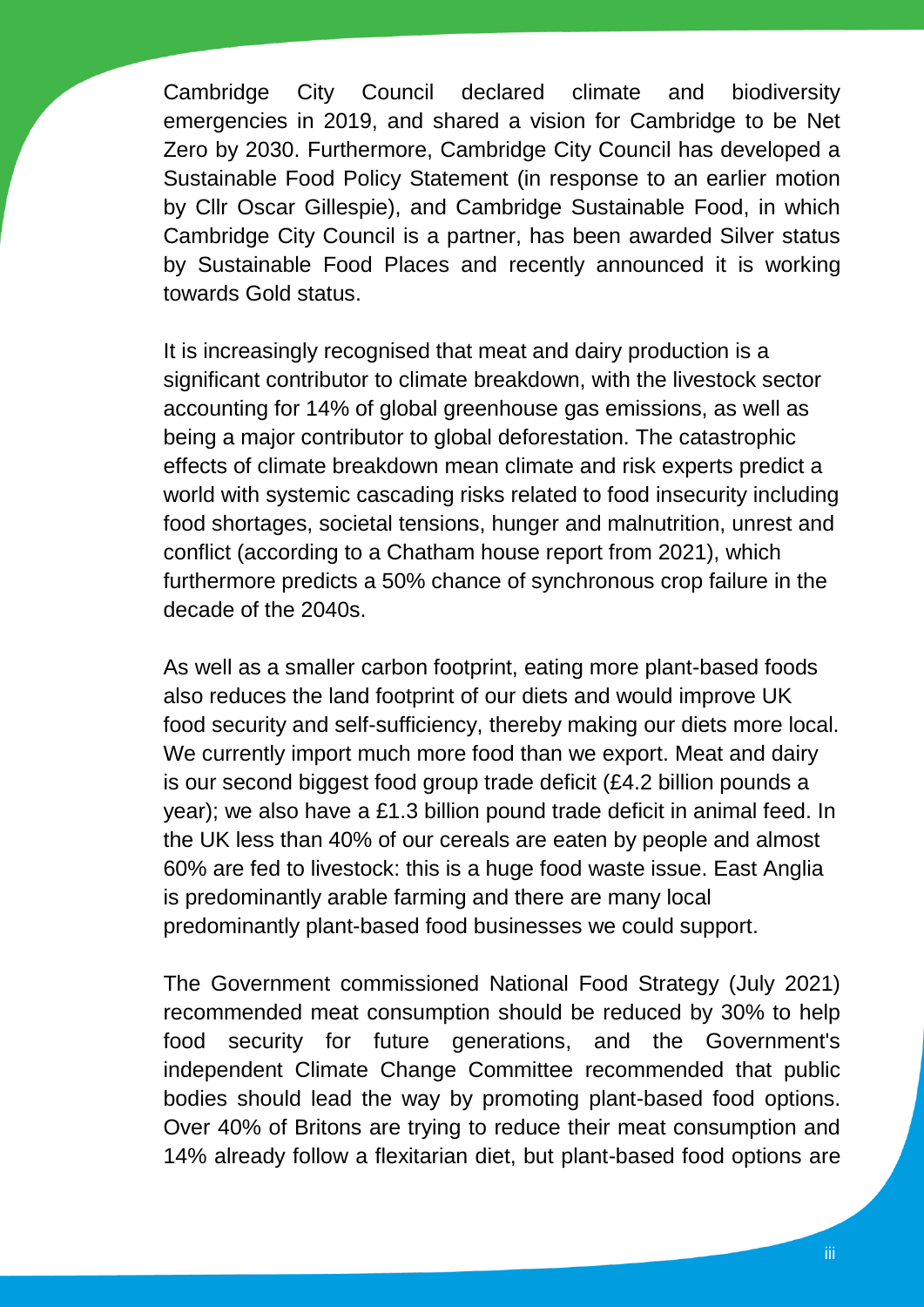Cambridge City Council declared climate and biodiversity emergencies in 2019, and shared a vision for Cambridge to be Net Zero by 2030. Furthermore, Cambridge City Council has developed a Sustainable Food Policy Statement (in response to an earlier motion by Cllr Oscar Gillespie), and Cambridge Sustainable Food, in which Cambridge City Council is a partner, has been awarded Silver status by Sustainable Food Places and recently announced it is working towards Gold status.

It is increasingly recognised that meat and dairy production is a significant contributor to climate breakdown, with the livestock sector accounting for 14% of global greenhouse gas emissions, as well as being a major contributor to global deforestation. The catastrophic effects of climate breakdown mean climate and risk experts predict a world with systemic cascading risks related to food insecurity including food shortages, societal tensions, hunger and malnutrition, unrest and conflict (according to a Chatham house report from 2021), which furthermore predicts a 50% chance of synchronous crop failure in the decade of the 2040s.

As well as a smaller carbon footprint, eating more plant-based foods also reduces the land footprint of our diets and would improve UK food security and self-sufficiency, thereby making our diets more local. We currently import much more food than we export. Meat and dairy is our second biggest food group trade deficit (£4.2 billion pounds a year); we also have a £1.3 billion pound trade deficit in animal feed. In the UK less than 40% of our cereals are eaten by people and almost 60% are fed to livestock: this is a huge food waste issue. East Anglia is predominantly arable farming and there are many local predominantly plant-based food businesses we could support.

The Government commissioned National Food Strategy (July 2021) recommended meat consumption should be reduced by 30% to help food security for future generations, and the Government's independent Climate Change Committee recommended that public bodies should lead the way by promoting plant-based food options. Over 40% of Britons are trying to reduce their meat consumption and 14% already follow a flexitarian diet, but plant-based food options are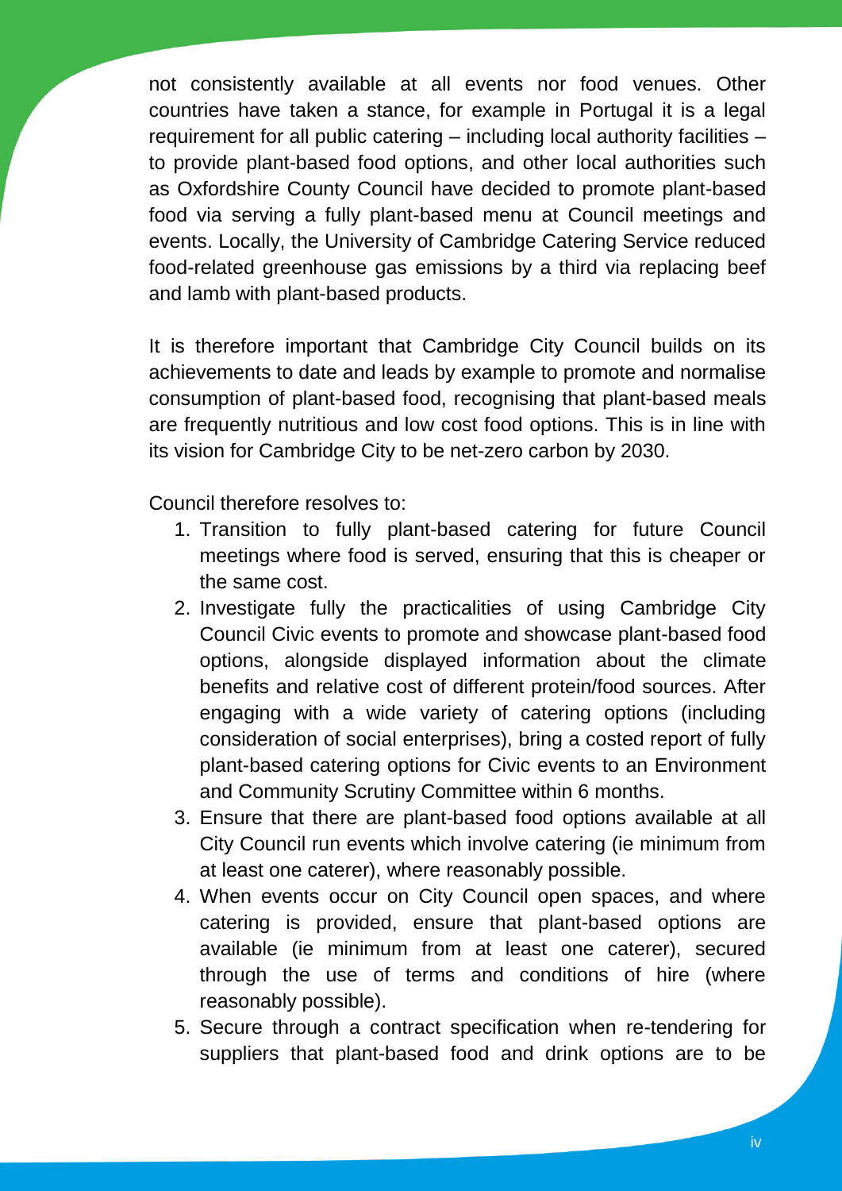not consistently available at all events nor food venues. Other countries have taken a stance, for example in Portugal it is a legal requirement for all public catering – including local authority facilities – to provide plant-based food options, and other local authorities such as Oxfordshire County Council have decided to promote plant-based food via serving a fully plant-based menu at Council meetings and events. Locally, the University of Cambridge Catering Service reduced food-related greenhouse gas emissions by a third via replacing beef and lamb with plant-based products.

It is therefore important that Cambridge City Council builds on its achievements to date and leads by example to promote and normalise consumption of plant-based food, recognising that plant-based meals are frequently nutritious and low cost food options. This is in line with its vision for Cambridge City to be net-zero carbon by 2030.

Council therefore resolves to:

1. Transition to fully plant-based catering for future Council meetings where food is served, ensuring that this is cheaper or the same cost.
2. Investigate fully the practicalities of using Cambridge City Council Civic events to promote and showcase plant-based food options, alongside displayed information about the climate benefits and relative cost of different protein/food sources. After engaging with a wide variety of catering options (including consideration of social enterprises), bring a costed report of fully plant-based catering options for Civic events to an Environment and Community Scrutiny Committee within 6 months.
3. Ensure that there are plant-based food options available at all City Council run events which involve catering (ie minimum from at least one caterer), where reasonably possible.
4. When events occur on City Council open spaces, and where catering is provided, ensure that plant-based options are available (ie minimum from at least one caterer), secured through the use of terms and conditions of hire (where reasonably possible).
5. Secure through a contract specification when re-tendering for suppliers that plant-based food and drink options are to be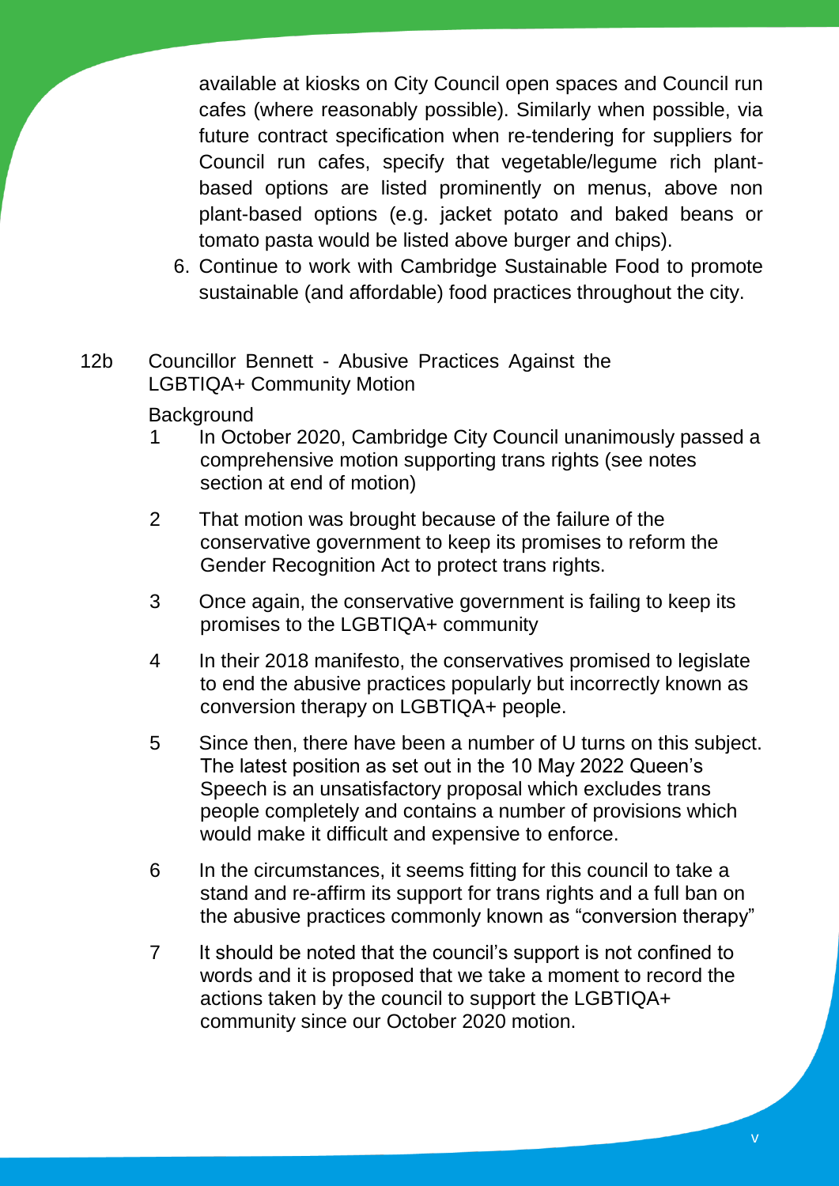available at kiosks on City Council open spaces and Council run cafes (where reasonably possible). Similarly when possible, via future contract specification when re-tendering for suppliers for Council run cafes, specify that vegetable/legume rich plant-based options are listed prominently on menus, above non plant-based options (e.g. jacket potato and baked beans or tomato pasta would be listed above burger and chips).

6. Continue to work with Cambridge Sustainable Food to promote sustainable (and affordable) food practices throughout the city.

## 12b Councillor Bennett - Abusive Practices Against the LGBTIQA+ Community Motion

Background

1. In October 2020, Cambridge City Council unanimously passed a comprehensive motion supporting trans rights (see notes section at end of motion)

2. That motion was brought because of the failure of the conservative government to keep its promises to reform the Gender Recognition Act to protect trans rights.

3. Once again, the conservative government is failing to keep its promises to the LGBTIQA+ community

4. In their 2018 manifesto, the conservatives promised to legislate to end the abusive practices popularly but incorrectly known as conversion therapy on LGBTIQA+ people.

5. Since then, there have been a number of U turns on this subject. The latest position as set out in the 10 May 2022 Queen's Speech is an unsatisfactory proposal which excludes trans people completely and contains a number of provisions which would make it difficult and expensive to enforce.

6. In the circumstances, it seems fitting for this council to take a stand and re-affirm its support for trans rights and a full ban on the abusive practices commonly known as "conversion therapy"

7. It should be noted that the council's support is not confined to words and it is proposed that we take a moment to record the actions taken by the council to support the LGBTIQA+ community since our October 2020 motion.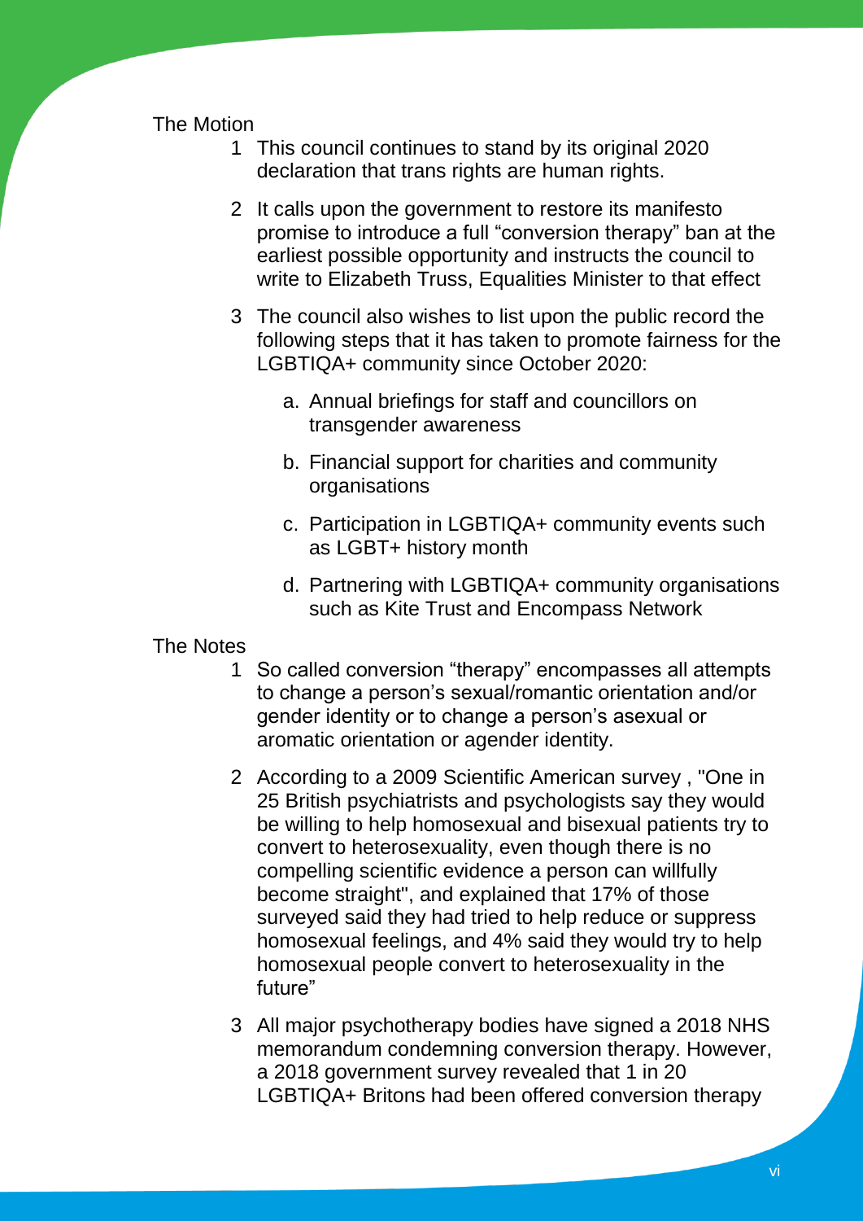The Motion

1. This council continues to stand by its original 2020 declaration that trans rights are human rights.

2. It calls upon the government to restore its manifesto promise to introduce a full "conversion therapy" ban at the earliest possible opportunity and instructs the council to write to Elizabeth Truss, Equalities Minister to that effect

3. The council also wishes to list upon the public record the following steps that it has taken to promote fairness for the LGBTIQA+ community since October 2020:

    a. Annual briefings for staff and councillors on transgender awareness

    b. Financial support for charities and community organisations

    c. Participation in LGBTIQA+ community events such as LGBT+ history month

    d. Partnering with LGBTIQA+ community organisations such as Kite Trust and Encompass Network

The Notes

1. So called conversion "therapy" encompasses all attempts to change a person's sexual/romantic orientation and/or gender identity or to change a person's asexual or aromatic orientation or agender identity.

2. According to a 2009 Scientific American survey , "One in 25 British psychiatrists and psychologists say they would be willing to help homosexual and bisexual patients try to convert to heterosexuality, even though there is no compelling scientific evidence a person can willfully become straight", and explained that 17% of those surveyed said they had tried to help reduce or suppress homosexual feelings, and 4% said they would try to help homosexual people convert to heterosexuality in the future"

3. All major psychotherapy bodies have signed a 2018 NHS memorandum condemning conversion therapy. However, a 2018 government survey revealed that 1 in 20 LGBTIQA+ Britons had been offered conversion therapy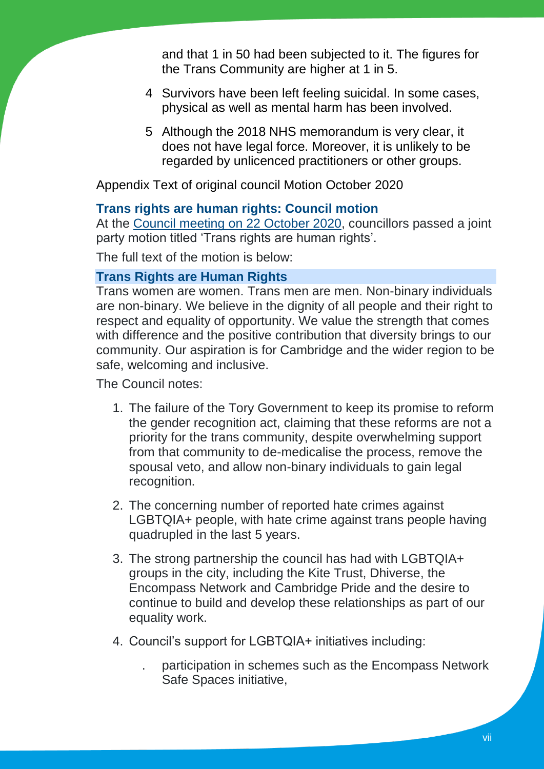and that 1 in 50 had been subjected to it. The figures for the Trans Community are higher at 1 in 5.

4 Survivors have been left feeling suicidal. In some cases, physical as well as mental harm has been involved.

5 Although the 2018 NHS memorandum is very clear, it does not have legal force. Moreover, it is unlikely to be regarded by unlicenced practitioners or other groups.

Appendix Text of original council Motion October 2020

### Trans rights are human rights: Council motion

At the Council meeting on 22 October 2020, councillors passed a joint party motion titled 'Trans rights are human rights'.

The full text of the motion is below:

### Trans Rights are Human Rights

Trans women are women. Trans men are men. Non-binary individuals are non-binary. We believe in the dignity of all people and their right to respect and equality of opportunity. We value the strength that comes with difference and the positive contribution that diversity brings to our community. Our aspiration is for Cambridge and the wider region to be safe, welcoming and inclusive.

The Council notes:

1. The failure of the Tory Government to keep its promise to reform the gender recognition act, claiming that these reforms are not a priority for the trans community, despite overwhelming support from that community to de-medicalise the process, remove the spousal veto, and allow non-binary individuals to gain legal recognition.

2. The concerning number of reported hate crimes against LGBTQIA+ people, with hate crime against trans people having quadrupled in the last 5 years.

3. The strong partnership the council has had with LGBTQIA+ groups in the city, including the Kite Trust, Dhiverse, the Encompass Network and Cambridge Pride and the desire to continue to build and develop these relationships as part of our equality work.

4. Council's support for LGBTQIA+ initiatives including:

   - participation in schemes such as the Encompass Network Safe Spaces initiative,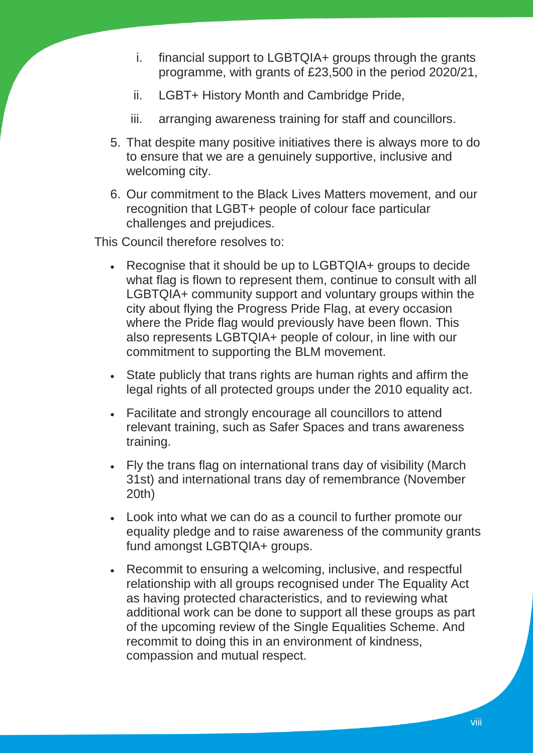i. financial support to LGBTQIA+ groups through the grants programme, with grants of £23,500 in the period 2020/21,

   ii. LGBT+ History Month and Cambridge Pride,

   iii. arranging awareness training for staff and councillors.

5. That despite many positive initiatives there is always more to do to ensure that we are a genuinely supportive, inclusive and welcoming city.

6. Our commitment to the Black Lives Matters movement, and our recognition that LGBT+ people of colour face particular challenges and prejudices.

This Council therefore resolves to:

- Recognise that it should be up to LGBTQIA+ groups to decide what flag is flown to represent them, continue to consult with all LGBTQIA+ community support and voluntary groups within the city about flying the Progress Pride Flag, at every occasion where the Pride flag would previously have been flown. This also represents LGBTQIA+ people of colour, in line with our commitment to supporting the BLM movement.

- State publicly that trans rights are human rights and affirm the legal rights of all protected groups under the 2010 equality act.

- Facilitate and strongly encourage all councillors to attend relevant training, such as Safer Spaces and trans awareness training.

- Fly the trans flag on international trans day of visibility (March 31st) and international trans day of remembrance (November 20th)

- Look into what we can do as a council to further promote our equality pledge and to raise awareness of the community grants fund amongst LGBTQIA+ groups.

- Recommit to ensuring a welcoming, inclusive, and respectful relationship with all groups recognised under The Equality Act as having protected characteristics, and to reviewing what additional work can be done to support all these groups as part of the upcoming review of the Single Equalities Scheme. And recommit to doing this in an environment of kindness, compassion and mutual respect.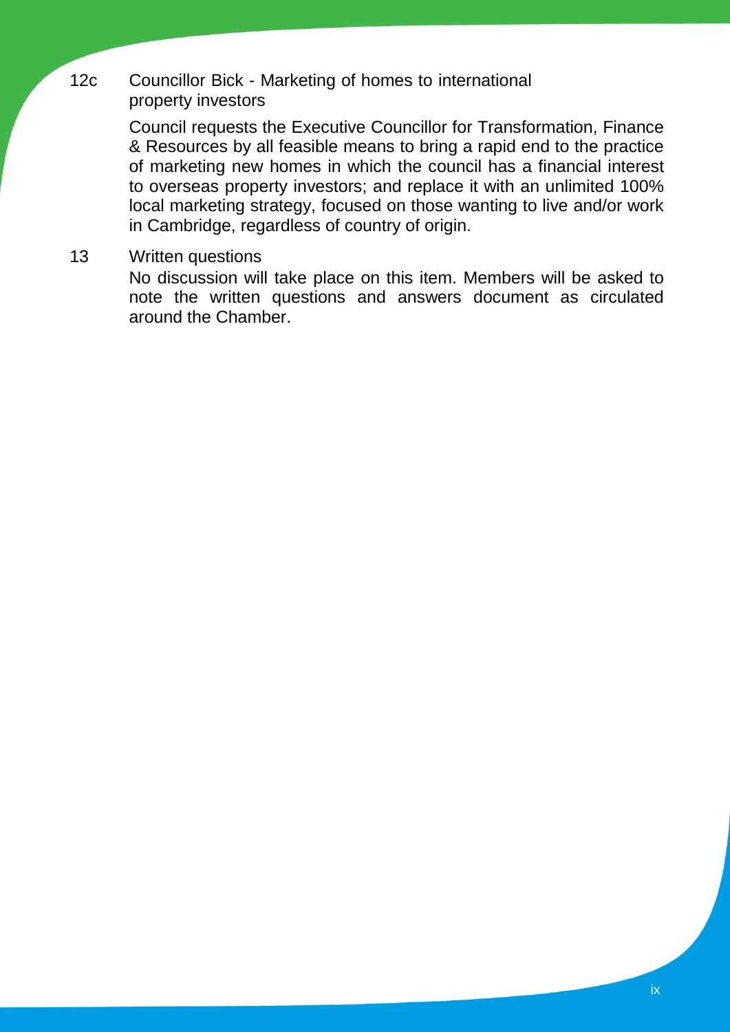12c Councillor Bick - Marketing of homes to international property investors

Council requests the Executive Councillor for Transformation, Finance & Resources by all feasible means to bring a rapid end to the practice of marketing new homes in which the council has a financial interest to overseas property investors; and replace it with an unlimited 100% local marketing strategy, focused on those wanting to live and/or work in Cambridge, regardless of country of origin.

13 Written questions

No discussion will take place on this item. Members will be asked to note the written questions and answers document as circulated around the Chamber.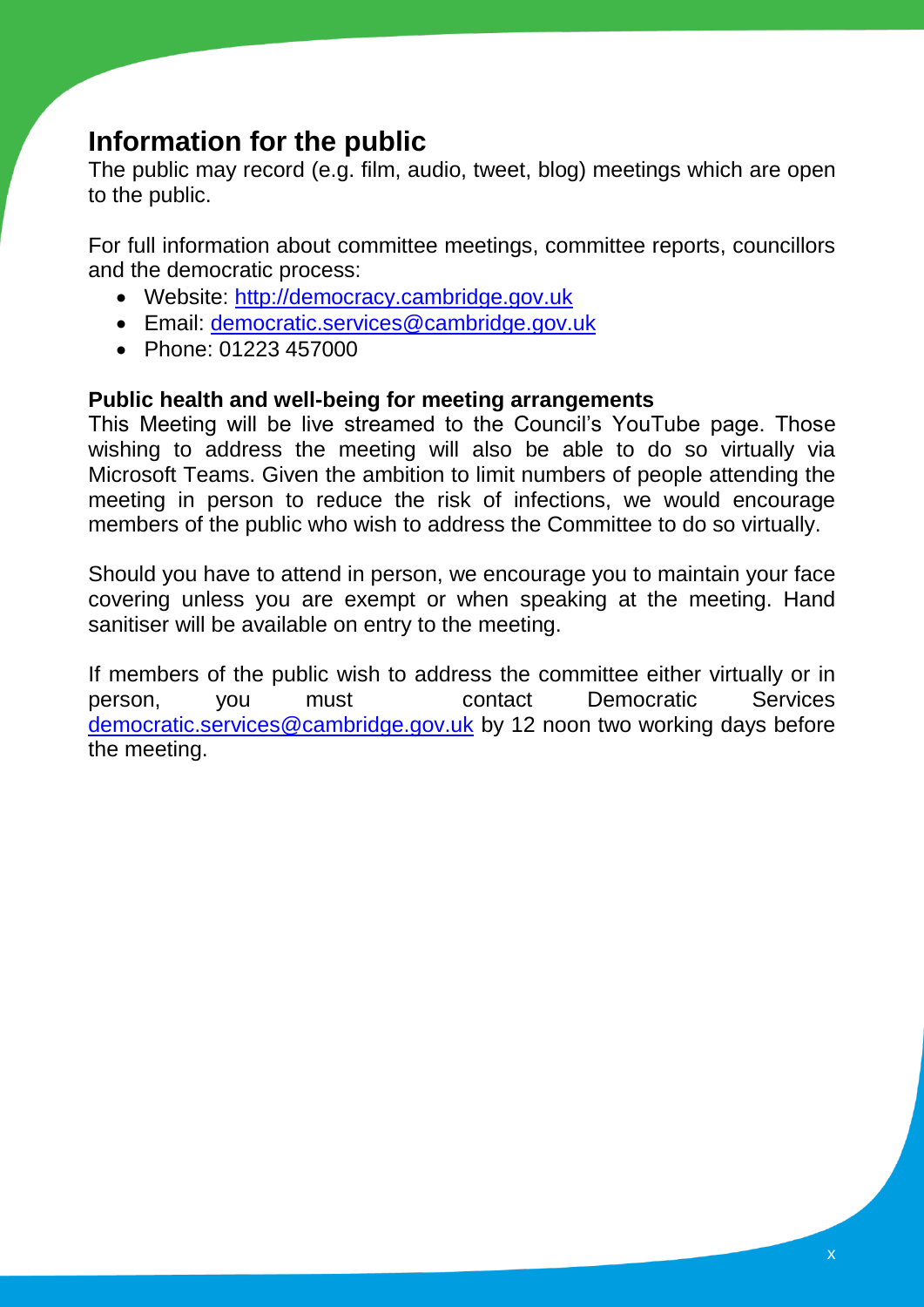## Information for the public

The public may record (e.g. film, audio, tweet, blog) meetings which are open to the public.

For full information about committee meetings, committee reports, councillors and the democratic process:

- Website: http://democracy.cambridge.gov.uk
- Email: democratic.services@cambridge.gov.uk
- Phone: 01223 457000

**Public health and well-being for meeting arrangements**

This Meeting will be live streamed to the Council's YouTube page. Those wishing to address the meeting will also be able to do so virtually via Microsoft Teams. Given the ambition to limit numbers of people attending the meeting in person to reduce the risk of infections, we would encourage members of the public who wish to address the Committee to do so virtually.

Should you have to attend in person, we encourage you to maintain your face covering unless you are exempt or when speaking at the meeting. Hand sanitiser will be available on entry to the meeting.

If members of the public wish to address the committee either virtually or in person, you must contact Democratic Services democratic.services@cambridge.gov.uk by 12 noon two working days before the meeting.